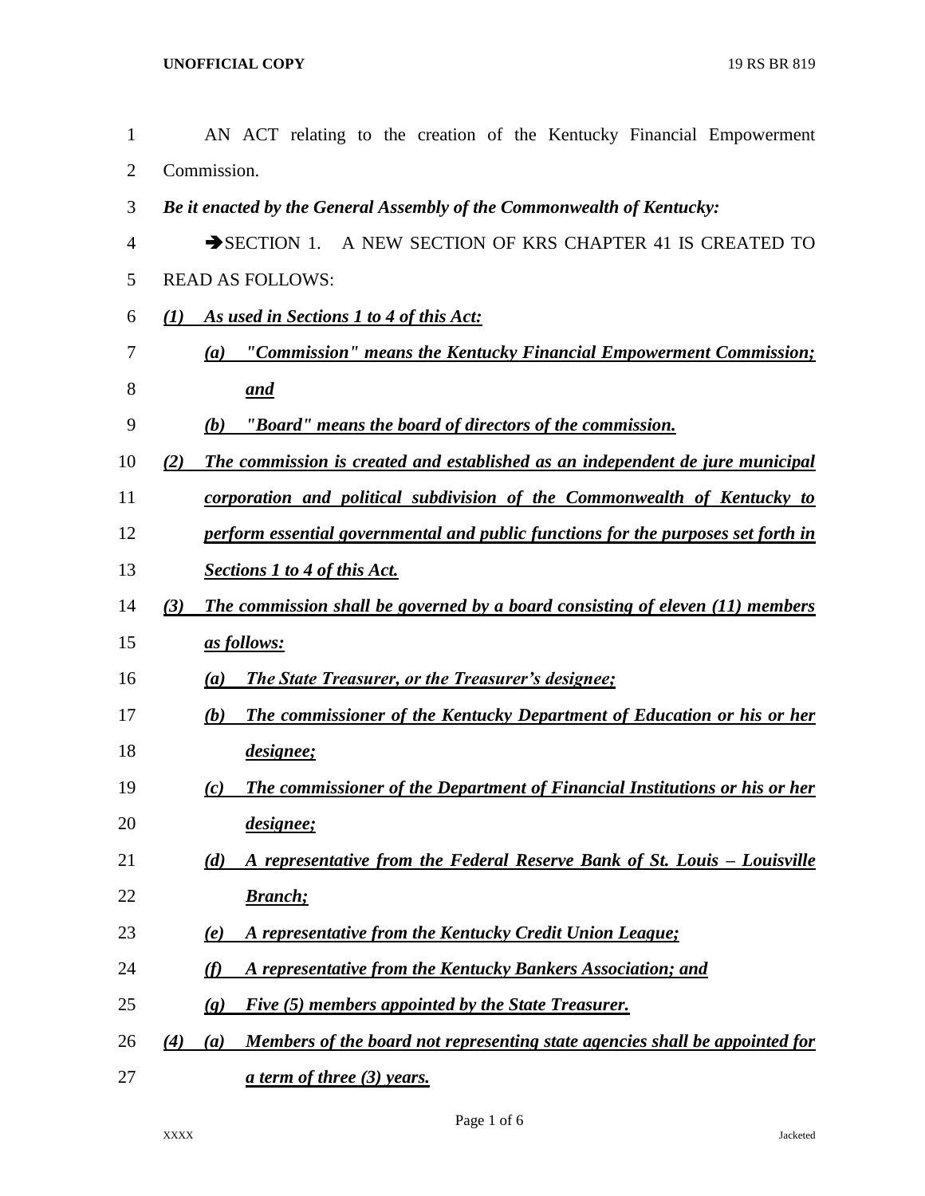AN ACT relating to the creation of the Kentucky Financial Empowerment Commission.

***Be it enacted by the General Assembly of the Commonwealth of Kentucky:***

➔SECTION 1. A NEW SECTION OF KRS CHAPTER 41 IS CREATED TO READ AS FOLLOWS:

***(1) As used in Sections 1 to 4 of this Act:***

***(a) "Commission" means the Kentucky Financial Empowerment Commission; and***

***(b) "Board" means the board of directors of the commission.***

***(2) The commission is created and established as an independent de jure municipal corporation and political subdivision of the Commonwealth of Kentucky to perform essential governmental and public functions for the purposes set forth in Sections 1 to 4 of this Act.***

***(3) The commission shall be governed by a board consisting of eleven (11) members as follows:***

***(a) The State Treasurer, or the Treasurer's designee;***

***(b) The commissioner of the Kentucky Department of Education or his or her designee;***

***(c) The commissioner of the Department of Financial Institutions or his or her designee;***

***(d) A representative from the Federal Reserve Bank of St. Louis – Louisville Branch;***

***(e) A representative from the Kentucky Credit Union League;***

***(f) A representative from the Kentucky Bankers Association; and***

***(g) Five (5) members appointed by the State Treasurer.***

***(4) (a) Members of the board not representing state agencies shall be appointed for a term of three (3) years.***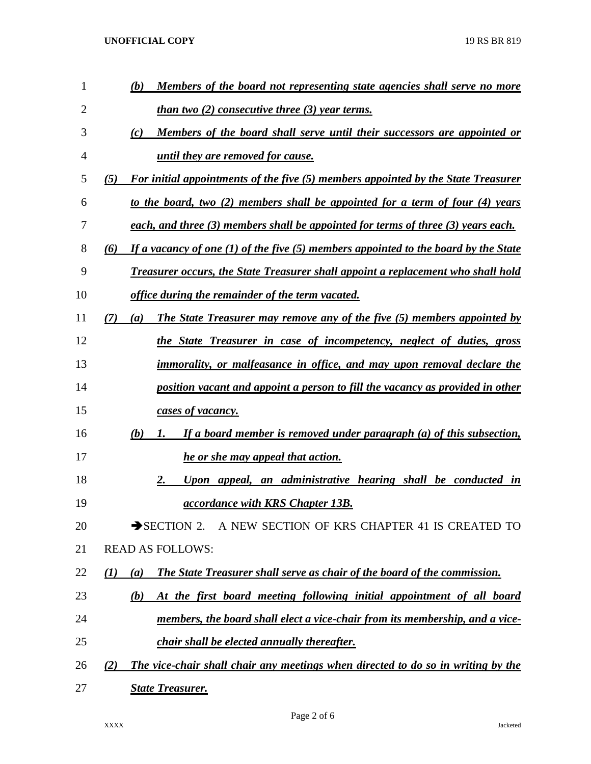*(b) Members of the board not representing state agencies shall serve no more than two (2) consecutive three (3) year terms.*

*(c) Members of the board shall serve until their successors are appointed or until they are removed for cause.*

*(5) For initial appointments of the five (5) members appointed by the State Treasurer to the board, two (2) members shall be appointed for a term of four (4) years each, and three (3) members shall be appointed for terms of three (3) years each.*

*(6) If a vacancy of one (1) of the five (5) members appointed to the board by the State Treasurer occurs, the State Treasurer shall appoint a replacement who shall hold office during the remainder of the term vacated.*

*(7) (a) The State Treasurer may remove any of the five (5) members appointed by the State Treasurer in case of incompetency, neglect of duties, gross immorality, or malfeasance in office, and may upon removal declare the position vacant and appoint a person to fill the vacancy as provided in other cases of vacancy.*

*(b) 1. If a board member is removed under paragraph (a) of this subsection, he or she may appeal that action.*

*2. Upon appeal, an administrative hearing shall be conducted in accordance with KRS Chapter 13B.*

➔SECTION 2. A NEW SECTION OF KRS CHAPTER 41 IS CREATED TO READ AS FOLLOWS:

*(1) (a) The State Treasurer shall serve as chair of the board of the commission.*

*(b) At the first board meeting following initial appointment of all board members, the board shall elect a vice-chair from its membership, and a vice-chair shall be elected annually thereafter.*

*(2) The vice-chair shall chair any meetings when directed to do so in writing by the State Treasurer.*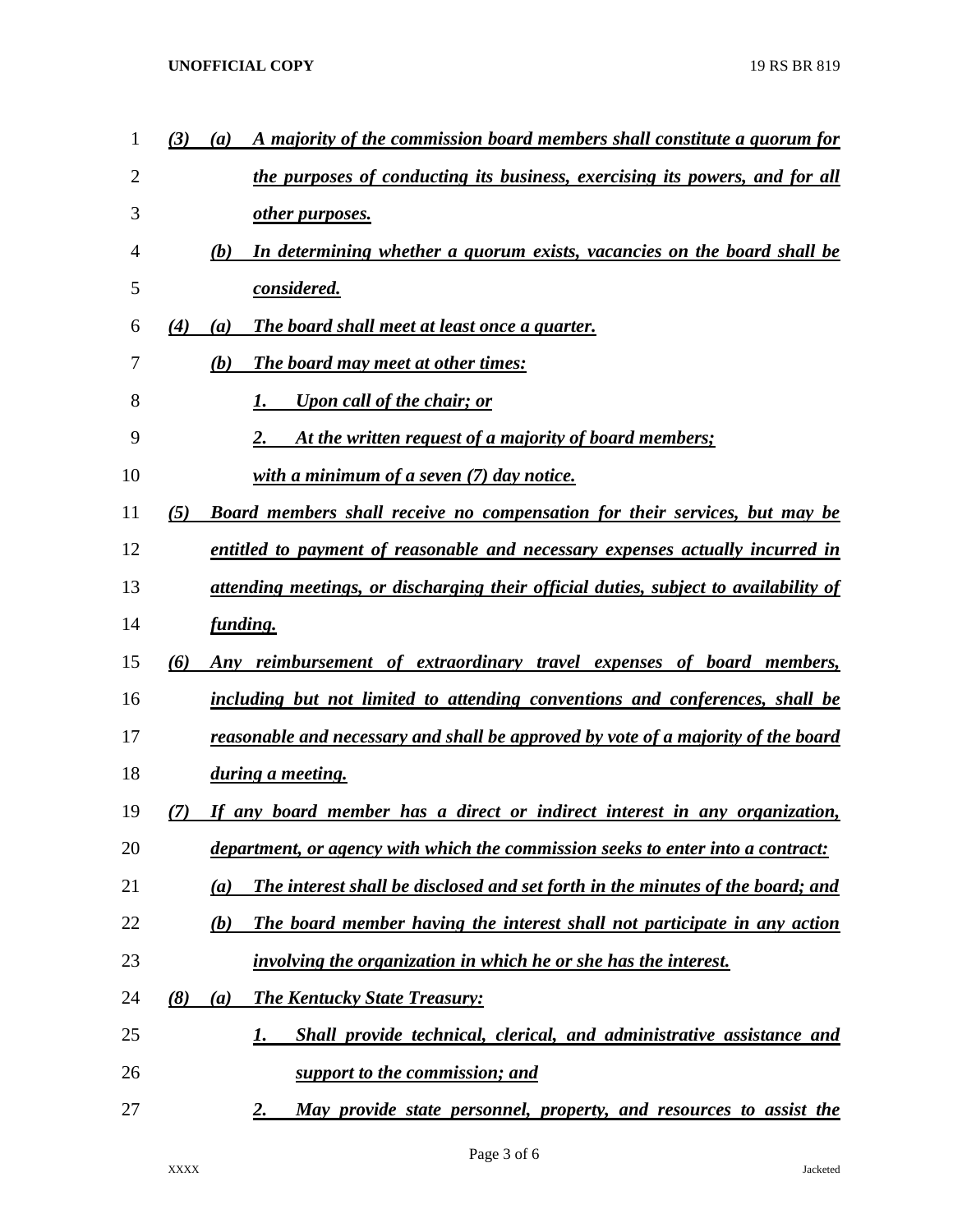*(3)* *(a)* *A majority of the commission board members shall constitute a quorum for the purposes of conducting its business, exercising its powers, and for all other purposes.*

*(b)* *In determining whether a quorum exists, vacancies on the board shall be considered.*

*(4)* *(a)* *The board shall meet at least once a quarter.*

*(b)* *The board may meet at other times:*

*1.* *Upon call of the chair; or*

*2.* *At the written request of a majority of board members;*

*with a minimum of a seven (7) day notice.*

*(5)* *Board members shall receive no compensation for their services, but may be entitled to payment of reasonable and necessary expenses actually incurred in attending meetings, or discharging their official duties, subject to availability of funding.*

*(6)* *Any reimbursement of extraordinary travel expenses of board members, including but not limited to attending conventions and conferences, shall be reasonable and necessary and shall be approved by vote of a majority of the board during a meeting.*

*(7)* *If any board member has a direct or indirect interest in any organization, department, or agency with which the commission seeks to enter into a contract:*

*(a)* *The interest shall be disclosed and set forth in the minutes of the board; and*

*(b)* *The board member having the interest shall not participate in any action involving the organization in which he or she has the interest.*

*(8)* *(a)* *The Kentucky State Treasury:*

*1.* *Shall provide technical, clerical, and administrative assistance and support to the commission; and*

*2.* *May provide state personnel, property, and resources to assist the*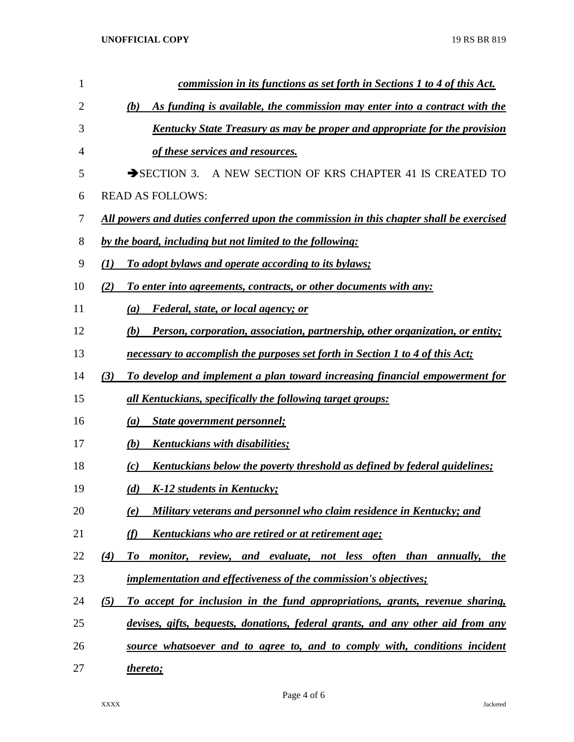*commission in its functions as set forth in Sections 1 to 4 of this Act.*

(b) *As funding is available, the commission may enter into a contract with the Kentucky State Treasury as may be proper and appropriate for the provision of these services and resources.*

➔SECTION 3. A NEW SECTION OF KRS CHAPTER 41 IS CREATED TO READ AS FOLLOWS:

*All powers and duties conferred upon the commission in this chapter shall be exercised by the board, including but not limited to the following:*

*(1) To adopt bylaws and operate according to its bylaws;*

*(2) To enter into agreements, contracts, or other documents with any:*

*(a) Federal, state, or local agency; or*

*(b) Person, corporation, association, partnership, other organization, or entity;*

*necessary to accomplish the purposes set forth in Section 1 to 4 of this Act;*

*(3) To develop and implement a plan toward increasing financial empowerment for all Kentuckians, specifically the following target groups:*

*(a) State government personnel;*

*(b) Kentuckians with disabilities;*

*(c) Kentuckians below the poverty threshold as defined by federal guidelines;*

*(d) K-12 students in Kentucky;*

*(e) Military veterans and personnel who claim residence in Kentucky; and*

*(f) Kentuckians who are retired or at retirement age;*

*(4) To monitor, review, and evaluate, not less often than annually, the implementation and effectiveness of the commission's objectives;*

*(5) To accept for inclusion in the fund appropriations, grants, revenue sharing, devises, gifts, bequests, donations, federal grants, and any other aid from any source whatsoever and to agree to, and to comply with, conditions incident thereto;*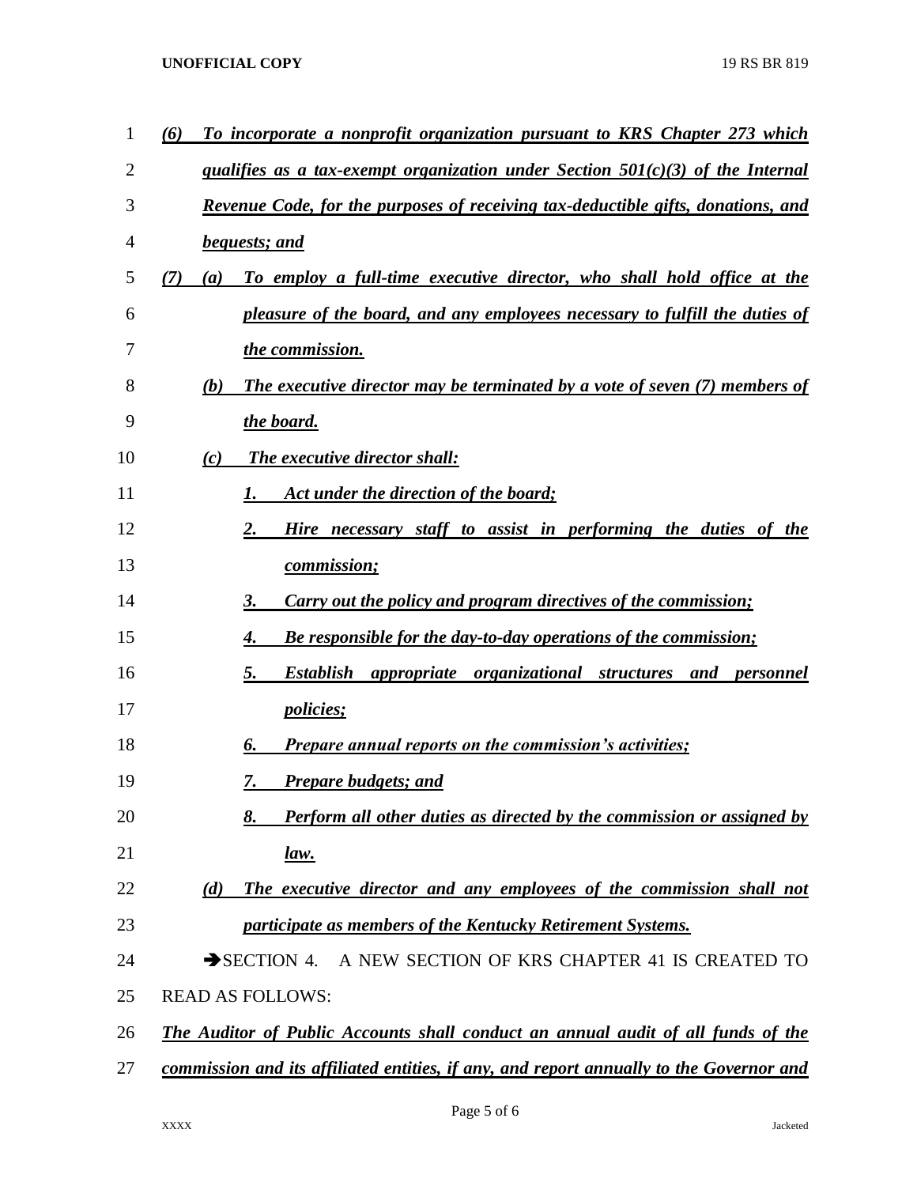*(6) To incorporate a nonprofit organization pursuant to KRS Chapter 273 which qualifies as a tax-exempt organization under Section 501(c)(3) of the Internal Revenue Code, for the purposes of receiving tax-deductible gifts, donations, and bequests; and*

*(7) (a) To employ a full-time executive director, who shall hold office at the pleasure of the board, and any employees necessary to fulfill the duties of the commission.*

*(b) The executive director may be terminated by a vote of seven (7) members of the board.*

*(c) The executive director shall:*

*1. Act under the direction of the board;*

*2. Hire necessary staff to assist in performing the duties of the commission;*

*3. Carry out the policy and program directives of the commission;*

*4. Be responsible for the day-to-day operations of the commission;*

*5. Establish appropriate organizational structures and personnel policies;*

*6. Prepare annual reports on the commission's activities;*

*7. Prepare budgets; and*

*8. Perform all other duties as directed by the commission or assigned by law.*

*(d) The executive director and any employees of the commission shall not participate as members of the Kentucky Retirement Systems.*

➔SECTION 4. A NEW SECTION OF KRS CHAPTER 41 IS CREATED TO READ AS FOLLOWS:

*The Auditor of Public Accounts shall conduct an annual audit of all funds of the commission and its affiliated entities, if any, and report annually to the Governor and*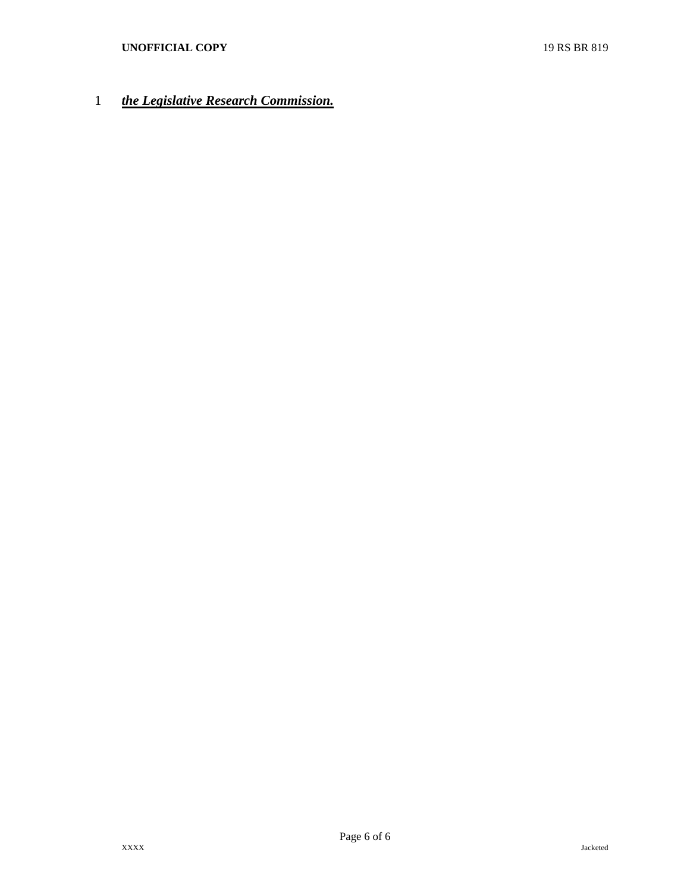***the Legislative Research Commission.***